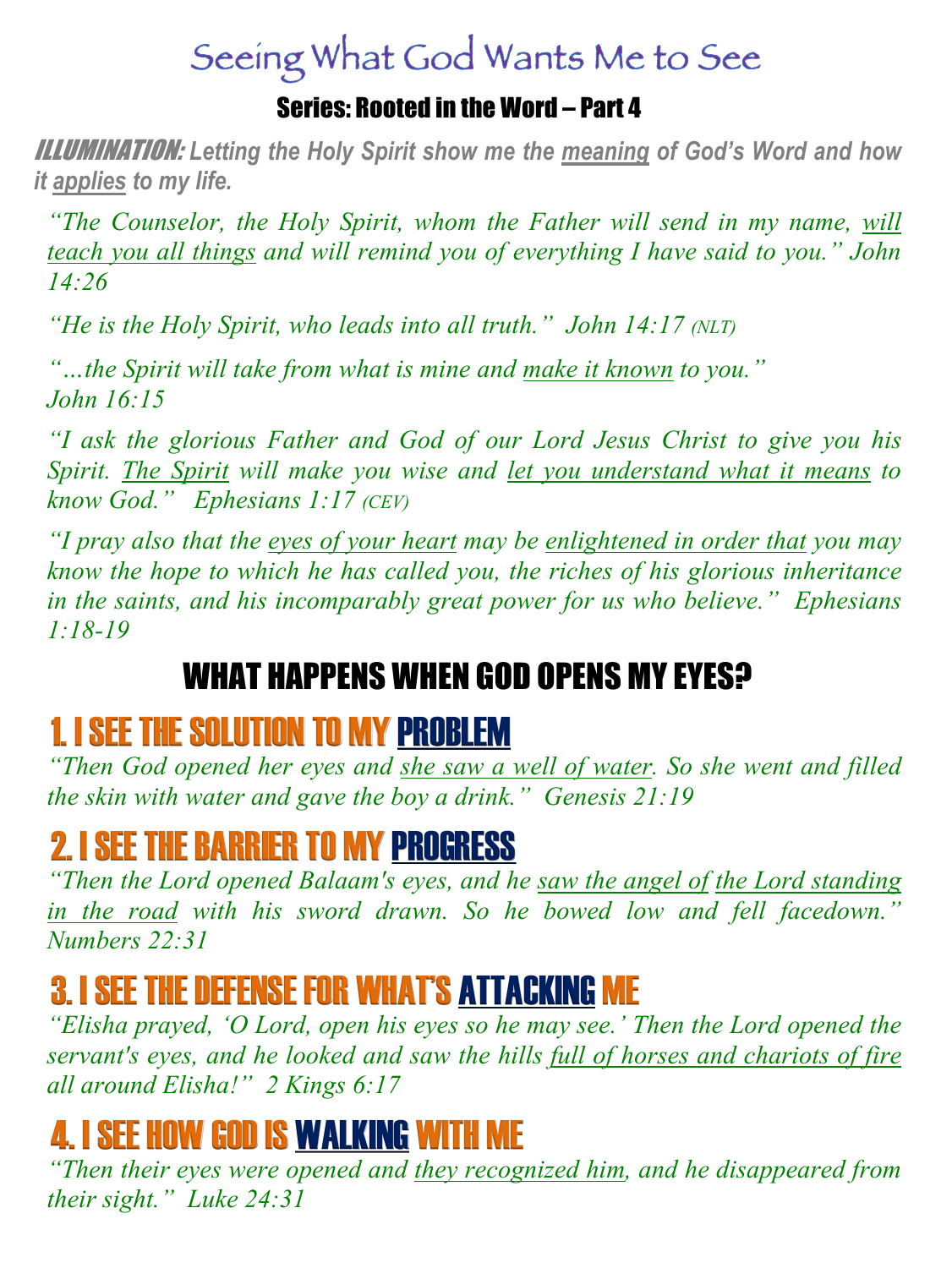# Seeing What God Wants Me to See

## Series: Rooted in the Word – Part 4

***ILLUMINATION:*** ***Letting the Holy Spirit show me the meaning of God's Word and how it applies to my life.***

*"The Counselor, the Holy Spirit, whom the Father will send in my name, will teach you all things and will remind you of everything I have said to you." John 14:26*

*"He is the Holy Spirit, who leads into all truth." John 14:17 (NLT)*

*"…the Spirit will take from what is mine and make it known to you." John 16:15*

*"I ask the glorious Father and God of our Lord Jesus Christ to give you his Spirit. The Spirit will make you wise and let you understand what it means to know God." Ephesians 1:17 (CEV)*

*"I pray also that the eyes of your heart may be enlightened in order that you may know the hope to which he has called you, the riches of his glorious inheritance in the saints, and his incomparably great power for us who believe." Ephesians 1:18-19*

## WHAT HAPPENS WHEN GOD OPENS MY EYES?

## 1. I SEE THE SOLUTION TO MY PROBLEM

*"Then God opened her eyes and she saw a well of water. So she went and filled the skin with water and gave the boy a drink." Genesis 21:19*

## 2. I SEE THE BARRIER TO MY PROGRESS

*"Then the Lord opened Balaam's eyes, and he saw the angel of the Lord standing in the road with his sword drawn. So he bowed low and fell facedown." Numbers 22:31*

## 3. I SEE THE DEFENSE FOR WHAT'S ATTACKING ME

*"Elisha prayed, 'O Lord, open his eyes so he may see.' Then the Lord opened the servant's eyes, and he looked and saw the hills full of horses and chariots of fire all around Elisha!" 2 Kings 6:17*

## 4. I SEE HOW GOD IS WALKING WITH ME

*"Then their eyes were opened and they recognized him, and he disappeared from their sight." Luke 24:31*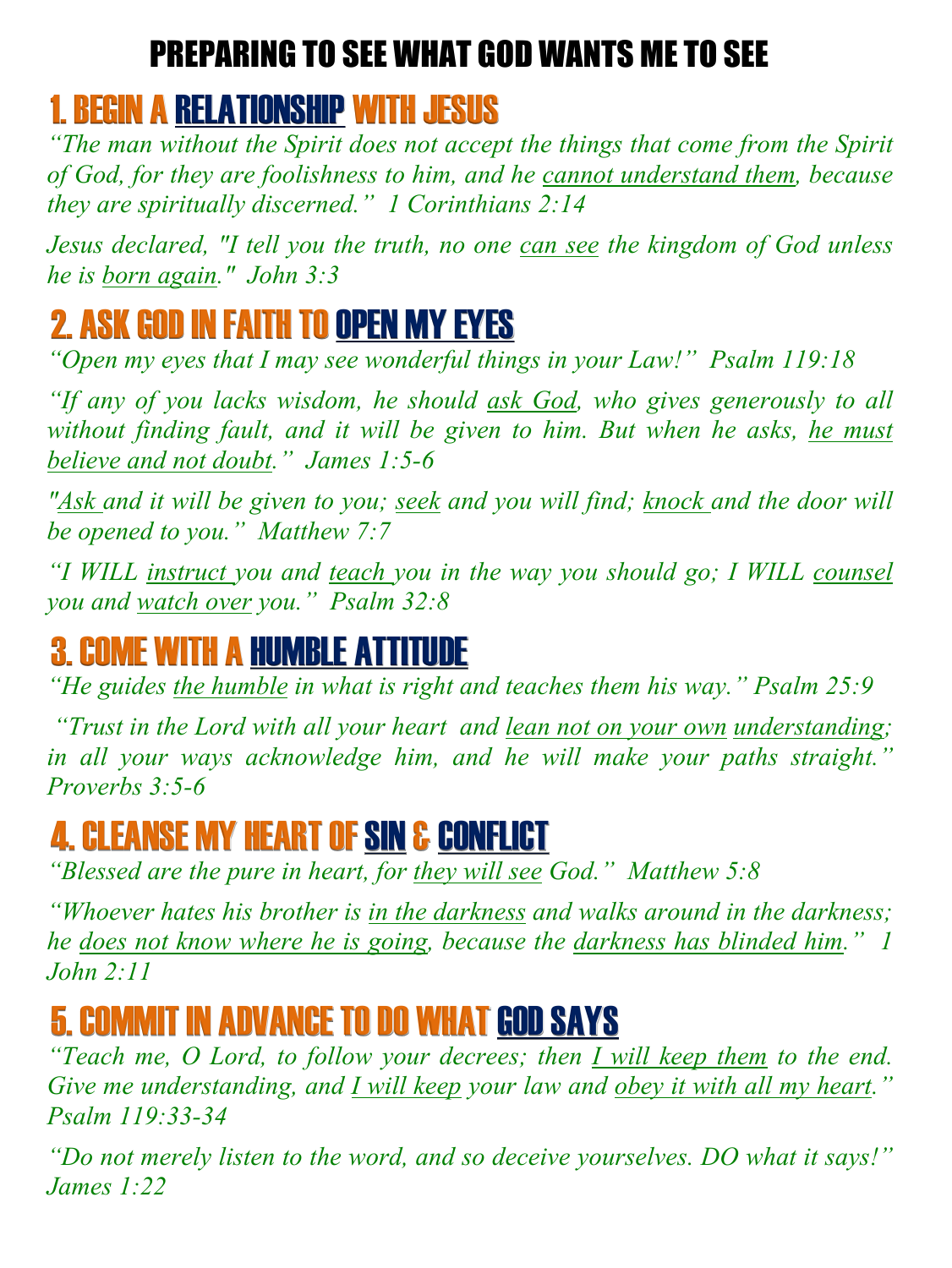# PREPARING TO SEE WHAT GOD WANTS ME TO SEE

## 1. BEGIN A RELATIONSHIP WITH JESUS

*"The man without the Spirit does not accept the things that come from the Spirit of God, for they are foolishness to him, and he cannot understand them, because they are spiritually discerned." 1 Corinthians 2:14*

*Jesus declared, "I tell you the truth, no one can see the kingdom of God unless he is born again." John 3:3*

## 2. ASK GOD IN FAITH TO OPEN MY EYES

*"Open my eyes that I may see wonderful things in your Law!" Psalm 119:18*

*"If any of you lacks wisdom, he should ask God, who gives generously to all without finding fault, and it will be given to him. But when he asks, he must believe and not doubt." James 1:5-6*

*"Ask and it will be given to you; seek and you will find; knock and the door will be opened to you." Matthew 7:7*

*"I WILL instruct you and teach you in the way you should go; I WILL counsel you and watch over you." Psalm 32:8*

## 3. COME WITH A HUMBLE ATTITUDE

*"He guides the humble in what is right and teaches them his way." Psalm 25:9*

*"Trust in the Lord with all your heart and lean not on your own understanding; in all your ways acknowledge him, and he will make your paths straight." Proverbs 3:5-6*

## 4. CLEANSE MY HEART OF SIN & CONFLICT

*"Blessed are the pure in heart, for they will see God." Matthew 5:8*

*"Whoever hates his brother is in the darkness and walks around in the darkness; he does not know where he is going, because the darkness has blinded him." 1 John 2:11*

## 5. COMMIT IN ADVANCE TO DO WHAT GOD SAYS

*"Teach me, O Lord, to follow your decrees; then I will keep them to the end. Give me understanding, and I will keep your law and obey it with all my heart." Psalm 119:33-34*

*"Do not merely listen to the word, and so deceive yourselves. DO what it says!" James 1:22*